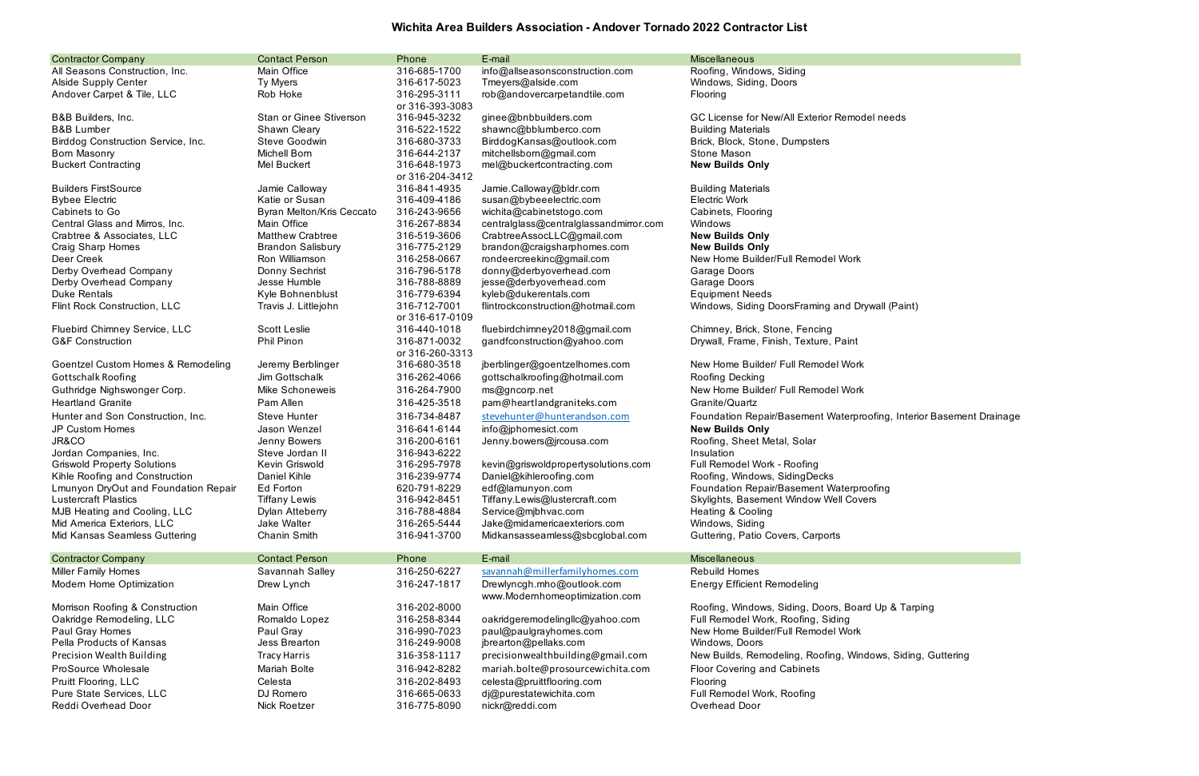# Wichita Area Builders Association - Andover Tornado 2022 Contractor List

| Contractor Company | Contact Person | Phone | E-mail | Miscellaneous |
|---|---|---|---|---|
| All Seasons Construction, Inc. | Main Office | 316-685-1700 | info@allseasonsconstruction.com | Roofing, Windows, Siding |
| Alside Supply Center | Ty Myers | 316-617-5023 | Tmeyers@alside.com | Windows, Siding, Doors |
| Andover Carpet & Tile, LLC | Rob Hoke | 316-295-3111 or 316-393-3083 | rob@andovercarpetandtile.com | Flooring |
| B&B Builders, Inc. | Stan or Ginee Stiverson | 316-945-3232 | ginee@bnbbuilders.com | GC License for New/All Exterior Remodel needs |
| B&B Lumber | Shawn Cleary | 316-522-1522 | shawnc@bblumberco.com | Building Materials |
| Birddog Construction Service, Inc. | Steve Goodwin | 316-680-3733 | BirddogKansas@outlook.com | Brick, Block, Stone, Dumpsters |
| Born Masonry | Michell Born | 316-644-2137 | mitchellsborn@gmail.com | Stone Mason |
| Buckert Contracting | Mel Buckert | 316-648-1973 or 316-204-3412 | mel@buckertcontracting.com | **New Builds Only** |
| Builders FirstSource | Jamie Calloway | 316-841-4935 | Jamie.Calloway@bldr.com | Building Materials |
| Bybee Electric | Katie or Susan | 316-409-4186 | susan@bybeeelectric.com | Electric Work |
| Cabinets to Go | Byran Melton/Kris Ceccato | 316-243-9656 | wichita@cabinetstogo.com | Cabinets, Flooring |
| Central Glass and Mirros, Inc. | Main Office | 316-267-8834 | centralglass@centralglassandmirror.com | Windows |
| Crabtree & Associates, LLC | Matthew Crabtree | 316-519-3606 | CrabtreeAssocLLC@gmail.com | **New Builds Only** |
| Craig Sharp Homes | Brandon Salisbury | 316-775-2129 | brandon@craigsharphomes.com | **New Builds Only** |
| Deer Creek | Ron Williamson | 316-258-0667 | rondeercreekinc@gmail.com | New Home Builder/Full Remodel Work |
| Derby Overhead Company | Donny Sechrist | 316-796-5178 | donny@derbyoverhead.com | Garage Doors |
| Derby Overhead Company | Jesse Humble | 316-788-8889 | jesse@derbyoverhead.com | Garage Doors |
| Duke Rentals | Kyle Bohnenblust | 316-779-6394 | kyleb@dukerentals.com | Equipment Needs |
| Flint Rock Construction, LLC | Travis J. Littlejohn | 316-712-7001 or 316-617-0109 | flintrockconstruction@hotmail.com | Windows, Siding DoorsFraming and Drywall (Paint) |
| Fluebird Chimney Service, LLC | Scott Leslie | 316-440-1018 | fluebirdchimney2018@gmail.com | Chimney, Brick, Stone, Fencing |
| G&F Construction | Phil Pinon | 316-871-0032 or 316-260-3313 | gandfconstruction@yahoo.com | Drywall, Frame, Finish, Texture, Paint |
| Goentzel Custom Homes & Remodeling | Jeremy Berblinger | 316-680-3518 | jberblinger@goentzelhomes.com | New Home Builder/ Full Remodel Work |
| Gottschalk Roofing | Jim Gottschalk | 316-262-4066 | gottschalkroofing@hotmail.com | Roofing Decking |
| Guthridge Nighswonger Corp. | Mike Schoneweis | 316-264-7900 | ms@gncorp.net | New Home Builder/ Full Remodel Work |
| Heartland Granite | Pam Allen | 316-425-3518 | pam@heartlandgraniteks.com | Granite/Quartz |
| Hunter and Son Construction, Inc. | Steve Hunter | 316-734-8487 | stevehunter@hunterandson.com | Foundation Repair/Basement Waterproofing, Interior Basement Drainage |
| JP Custom Homes | Jason Wenzel | 316-641-6144 | info@jphomesict.com | **New Builds Only** |
| JR&CO | Jenny Bowers | 316-200-6161 | Jenny.bowers@jrcousa.com | Roofing, Sheet Metal, Solar |
| Jordan Companies, Inc. | Steve Jordan II | 316-943-6222 | | Insulation |
| Griswold Property Solutions | Kevin Griswold | 316-295-7978 | kevin@griswoldpropertysolutions.com | Full Remodel Work - Roofing |
| Kihle Roofing and Construction | Daniel Kihle | 316-239-9774 | Daniel@kihleroofing.com | Roofing, Windows, SidingDecks |
| Lmunyon DryOut and Foundation Repair | Ed Forton | 620-791-8229 | edf@lamunyon.com | Foundation Repair/Basement Waterproofing |
| Lustercraft Plastics | Tiffany Lewis | 316-942-8451 | Tiffany.Lewis@lustercraft.com | Skylights, Basement Window Well Covers |
| MJB Heating and Cooling, LLC | Dylan Atteberry | 316-788-4884 | Service@mjbhvac.com | Heating & Cooling |
| Mid America Exteriors, LLC | Jake Walter | 316-265-5444 | Jake@midamericaexteriors.com | Windows, Siding |
| Mid Kansas Seamless Guttering | Chanin Smith | 316-941-3700 | Midkansasseamless@sbcglobal.com | Guttering, Patio Covers, Carports |

| Contractor Company | Contact Person | Phone | E-mail | Miscellaneous |
|---|---|---|---|---|
| Miller Family Homes | Savannah Salley | 316-250-6227 | savannah@millerfamilyhomes.com | Rebuild Homes |
| Modern Home Optimization | Drew Lynch | 316-247-1817 | Drewlyncgh.mho@outlook.com www.Modernhomeoptimization.com | Energy Efficient Remodeling |
| Morrison Roofing & Construction | Main Office | 316-202-8000 | | Roofing, Windows, Siding, Doors, Board Up & Tarping |
| Oakridge Remodeling, LLC | Romaldo Lopez | 316-258-8344 | oakridgeremodelingllc@yahoo.com | Full Remodel Work, Roofing, Siding |
| Paul Gray Homes | Paul Gray | 316-990-7023 | paul@paulgrayhomes.com | New Home Builder/Full Remodel Work |
| Pella Products of Kansas | Jess Brearton | 316-249-9008 | jbrearton@pellaks.com | Windows, Doors |
| Precision Wealth Building | Tracy Harris | 316-358-1117 | precisionwealthbuilding@gmail.com | New Builds, Remodeling, Roofing, Windows, Siding, Guttering |
| ProSource Wholesale | Mariah Bolte | 316-942-8282 | mariah.bolte@prosourcewichita.com | Floor Covering and Cabinets |
| Pruitt Flooring, LLC | Celesta | 316-202-8493 | celesta@pruittflooring.com | Flooring |
| Pure State Services, LLC | DJ Romero | 316-665-0633 | dj@purestatewichita.com | Full Remodel Work, Roofing |
| Reddi Overhead Door | Nick Roetzer | 316-775-8090 | nickr@reddi.com | Overhead Door |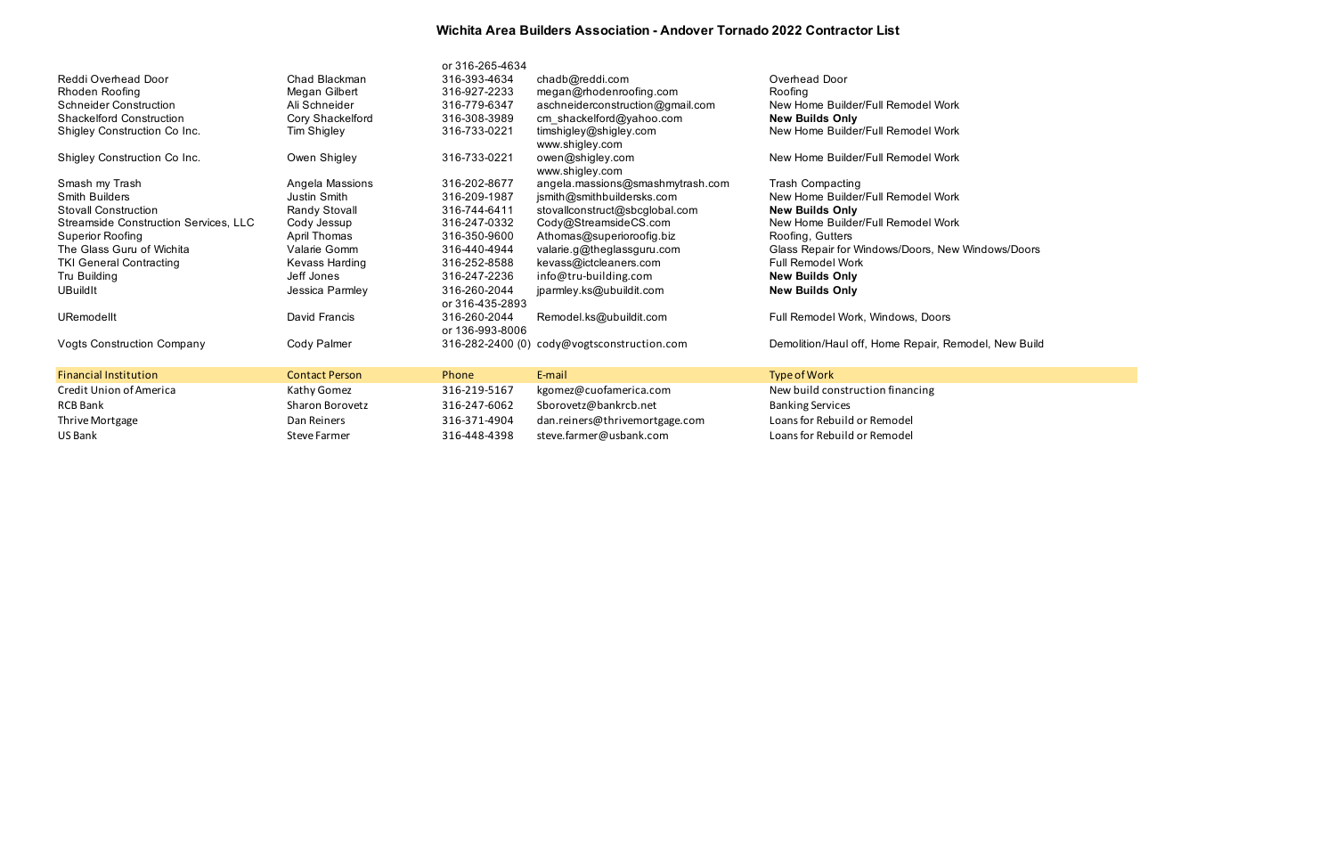# Wichita Area Builders Association - Andover Tornado 2022 Contractor List

| | | | | |
|---|---|---|---|---|
| | | or 316-265-4634 | | |
| Reddi Overhead Door | Chad Blackman | 316-393-4634 | chadb@reddi.com | Overhead Door |
| Rhoden Roofing | Megan Gilbert | 316-927-2233 | megan@rhodenroofing.com | Roofing |
| Schneider Construction | Ali Schneider | 316-779-6347 | aschneiderconstruction@gmail.com | New Home Builder/Full Remodel Work |
| Shackelford Construction | Cory Shackelford | 316-308-3989 | cm_shackelford@yahoo.com | **New Builds Only** |
| Shigley Construction Co Inc. | Tim Shigley | 316-733-0221 | timshigley@shigley.com www.shigley.com | New Home Builder/Full Remodel Work |
| Shigley Construction Co Inc. | Owen Shigley | 316-733-0221 | owen@shigley.com www.shigley.com | New Home Builder/Full Remodel Work |
| Smash my Trash | Angela Massions | 316-202-8677 | angela.massions@smashmytrash.com | Trash Compacting |
| Smith Builders | Justin Smith | 316-209-1987 | jsmith@smithbuildersks.com | New Home Builder/Full Remodel Work |
| Stovall Construction | Randy Stovall | 316-744-6411 | stovallconstruct@sbcglobal.com | **New Builds Only** |
| Streamside Construction Services, LLC | Cody Jessup | 316-247-0332 | Cody@StreamsideCS.com | New Home Builder/Full Remodel Work |
| Superior Roofing | April Thomas | 316-350-9600 | Athomas@superioroofig.biz | Roofing, Gutters |
| The Glass Guru of Wichita | Valarie Gomm | 316-440-4944 | valarie.g@theglassguru.com | Glass Repair for Windows/Doors, New Windows/Doors |
| TKI General Contracting | Kevass Harding | 316-252-8588 | kevass@ictcleaners.com | Full Remodel Work |
| Tru Building | Jeff Jones | 316-247-2236 | info@tru-building.com | **New Builds Only** |
| UBuildIt | Jessica Parmley | 316-260-2044 or 316-435-2893 | jparmley.ks@ubuildit.com | **New Builds Only** |
| URemodelIt | David Francis | 316-260-2044 or 136-993-8006 | Remodel.ks@ubuildit.com | Full Remodel Work, Windows, Doors |
| Vogts Construction Company | Cody Palmer | 316-282-2400 (0) | cody@vogtsconstruction.com | Demolition/Haul off, Home Repair, Remodel, New Build |

| Financial Institution | Contact Person | Phone | E-mail | Type of Work |
|---|---|---|---|---|
| Credit Union of America | Kathy Gomez | 316-219-5167 | kgomez@cuofamerica.com | New build construction financing |
| RCB Bank | Sharon Borovetz | 316-247-6062 | Sborovetz@bankrcb.net | Banking Services |
| Thrive Mortgage | Dan Reiners | 316-371-4904 | dan.reiners@thrivemortgage.com | Loans for Rebuild or Remodel |
| US Bank | Steve Farmer | 316-448-4398 | steve.farmer@usbank.com | Loans for Rebuild or Remodel |